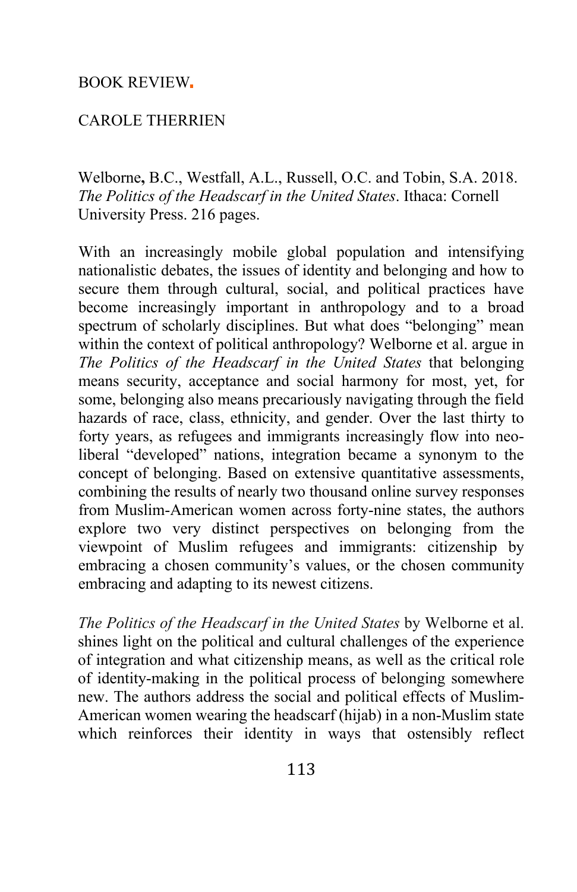BOOK REVIEW.

CAROLE THERRIEN

Welborne, B.C., Westfall, A.L., Russell, O.C. and Tobin, S.A. 2018. *The Politics of the Headscarf in the United States*. Ithaca: Cornell University Press. 216 pages.

With an increasingly mobile global population and intensifying nationalistic debates, the issues of identity and belonging and how to secure them through cultural, social, and political practices have become increasingly important in anthropology and to a broad spectrum of scholarly disciplines. But what does "belonging" mean within the context of political anthropology? Welborne et al. argue in *The Politics of the Headscarf in the United States* that belonging means security, acceptance and social harmony for most, yet, for some, belonging also means precariously navigating through the field hazards of race, class, ethnicity, and gender. Over the last thirty to forty years, as refugees and immigrants increasingly flow into neo-liberal "developed" nations, integration became a synonym to the concept of belonging. Based on extensive quantitative assessments, combining the results of nearly two thousand online survey responses from Muslim-American women across forty-nine states, the authors explore two very distinct perspectives on belonging from the viewpoint of Muslim refugees and immigrants: citizenship by embracing a chosen community's values, or the chosen community embracing and adapting to its newest citizens.

*The Politics of the Headscarf in the United States* by Welborne et al. shines light on the political and cultural challenges of the experience of integration and what citizenship means, as well as the critical role of identity-making in the political process of belonging somewhere new. The authors address the social and political effects of Muslim-American women wearing the headscarf (hijab) in a non-Muslim state which reinforces their identity in ways that ostensibly reflect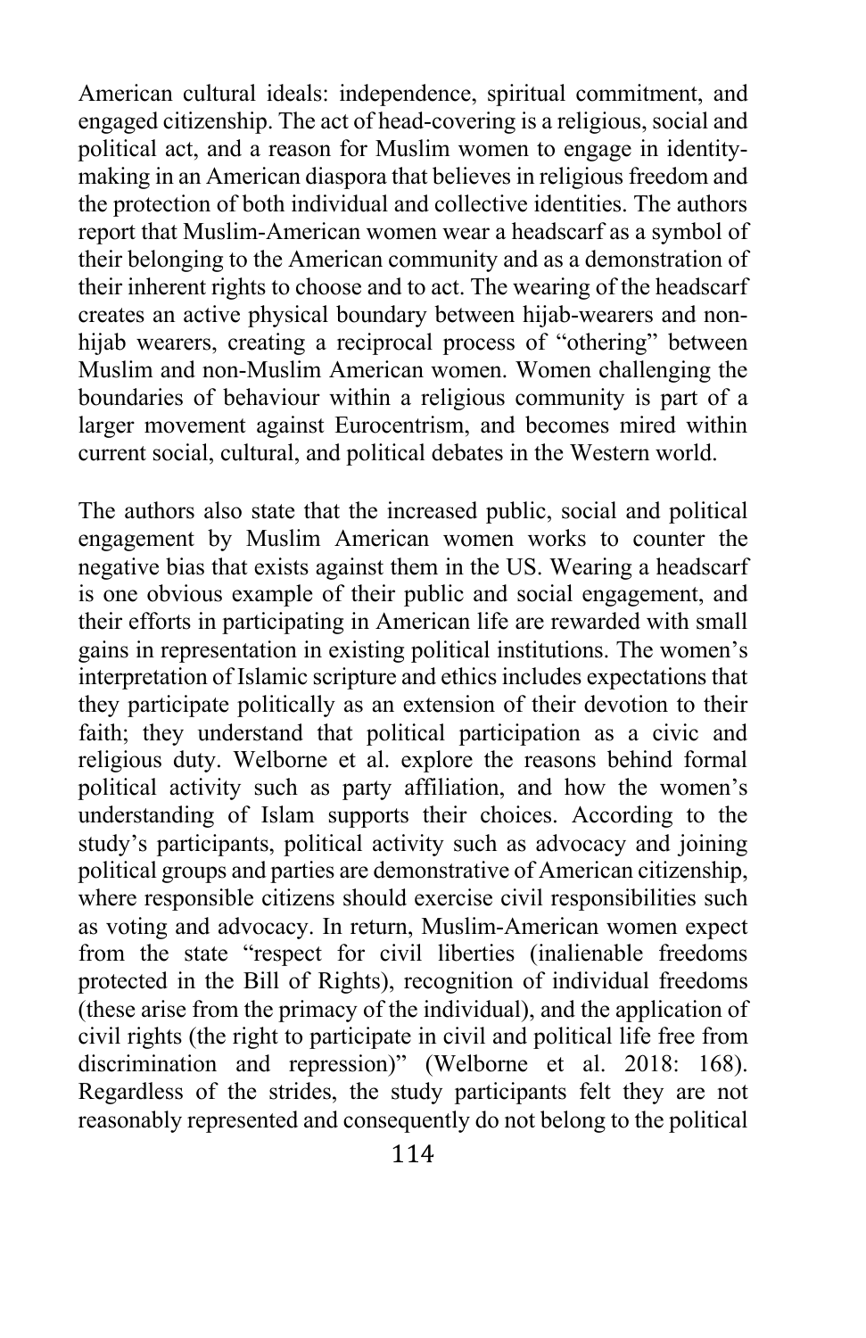American cultural ideals: independence, spiritual commitment, and engaged citizenship. The act of head-covering is a religious, social and political act, and a reason for Muslim women to engage in identity-making in an American diaspora that believes in religious freedom and the protection of both individual and collective identities. The authors report that Muslim-American women wear a headscarf as a symbol of their belonging to the American community and as a demonstration of their inherent rights to choose and to act. The wearing of the headscarf creates an active physical boundary between hijab-wearers and non-hijab wearers, creating a reciprocal process of "othering" between Muslim and non-Muslim American women. Women challenging the boundaries of behaviour within a religious community is part of a larger movement against Eurocentrism, and becomes mired within current social, cultural, and political debates in the Western world.

The authors also state that the increased public, social and political engagement by Muslim American women works to counter the negative bias that exists against them in the US. Wearing a headscarf is one obvious example of their public and social engagement, and their efforts in participating in American life are rewarded with small gains in representation in existing political institutions. The women's interpretation of Islamic scripture and ethics includes expectations that they participate politically as an extension of their devotion to their faith; they understand that political participation as a civic and religious duty. Welborne et al. explore the reasons behind formal political activity such as party affiliation, and how the women's understanding of Islam supports their choices. According to the study's participants, political activity such as advocacy and joining political groups and parties are demonstrative of American citizenship, where responsible citizens should exercise civil responsibilities such as voting and advocacy. In return, Muslim-American women expect from the state "respect for civil liberties (inalienable freedoms protected in the Bill of Rights), recognition of individual freedoms (these arise from the primacy of the individual), and the application of civil rights (the right to participate in civil and political life free from discrimination and repression)" (Welborne et al. 2018: 168). Regardless of the strides, the study participants felt they are not reasonably represented and consequently do not belong to the political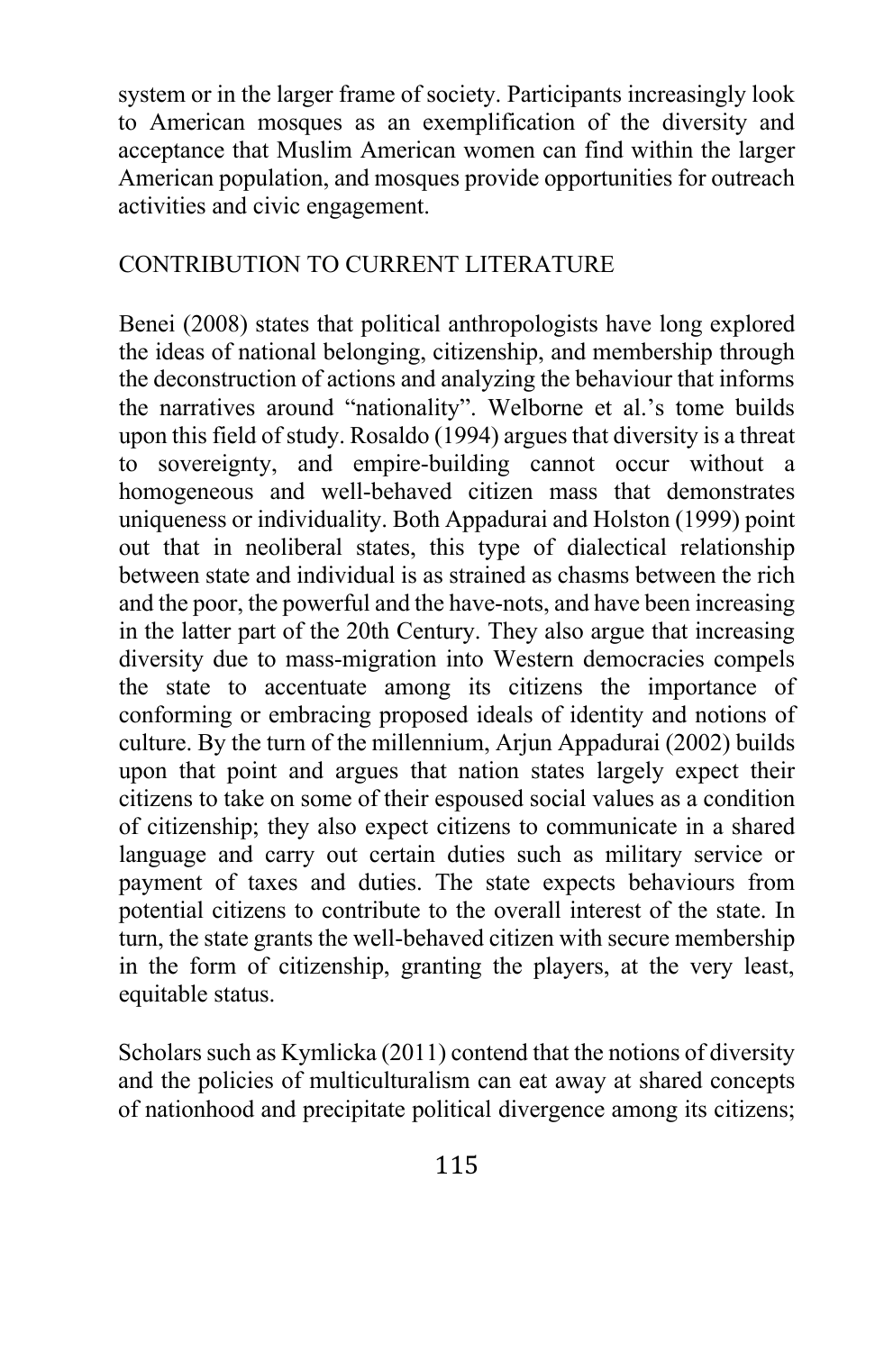system or in the larger frame of society. Participants increasingly look to American mosques as an exemplification of the diversity and acceptance that Muslim American women can find within the larger American population, and mosques provide opportunities for outreach activities and civic engagement.

## CONTRIBUTION TO CURRENT LITERATURE

Benei (2008) states that political anthropologists have long explored the ideas of national belonging, citizenship, and membership through the deconstruction of actions and analyzing the behaviour that informs the narratives around "nationality". Welborne et al.'s tome builds upon this field of study. Rosaldo (1994) argues that diversity is a threat to sovereignty, and empire-building cannot occur without a homogeneous and well-behaved citizen mass that demonstrates uniqueness or individuality. Both Appadurai and Holston (1999) point out that in neoliberal states, this type of dialectical relationship between state and individual is as strained as chasms between the rich and the poor, the powerful and the have-nots, and have been increasing in the latter part of the 20th Century. They also argue that increasing diversity due to mass-migration into Western democracies compels the state to accentuate among its citizens the importance of conforming or embracing proposed ideals of identity and notions of culture. By the turn of the millennium, Arjun Appadurai (2002) builds upon that point and argues that nation states largely expect their citizens to take on some of their espoused social values as a condition of citizenship; they also expect citizens to communicate in a shared language and carry out certain duties such as military service or payment of taxes and duties. The state expects behaviours from potential citizens to contribute to the overall interest of the state. In turn, the state grants the well-behaved citizen with secure membership in the form of citizenship, granting the players, at the very least, equitable status.

Scholars such as Kymlicka (2011) contend that the notions of diversity and the policies of multiculturalism can eat away at shared concepts of nationhood and precipitate political divergence among its citizens;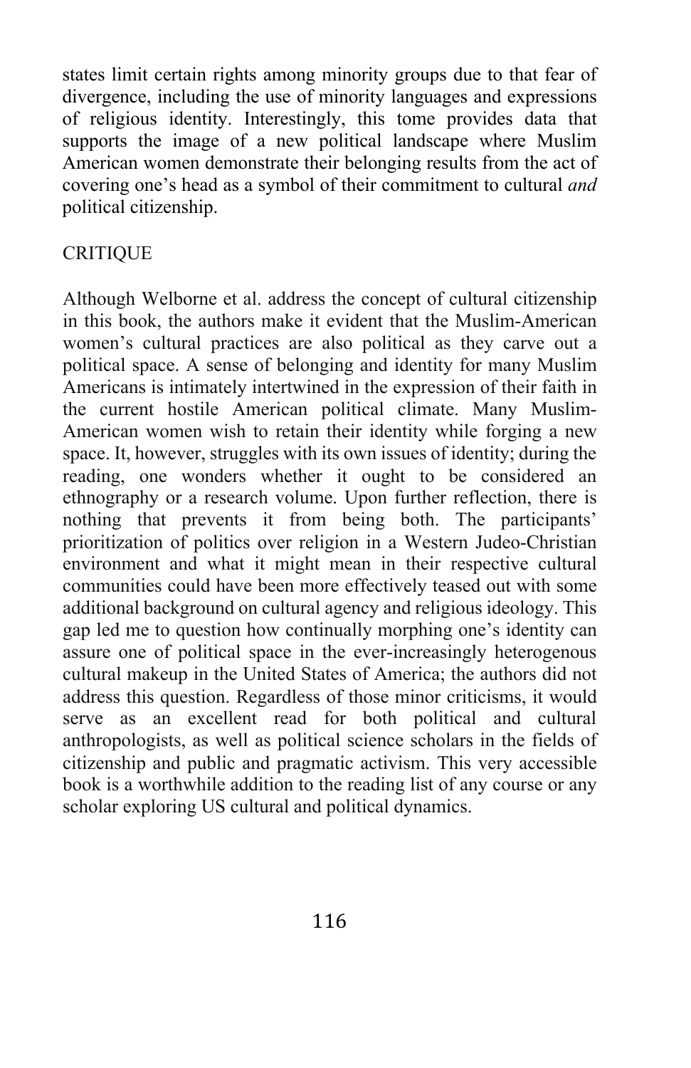states limit certain rights among minority groups due to that fear of divergence, including the use of minority languages and expressions of religious identity. Interestingly, this tome provides data that supports the image of a new political landscape where Muslim American women demonstrate their belonging results from the act of covering one's head as a symbol of their commitment to cultural *and* political citizenship.

## CRITIQUE

Although Welborne et al. address the concept of cultural citizenship in this book, the authors make it evident that the Muslim-American women's cultural practices are also political as they carve out a political space. A sense of belonging and identity for many Muslim Americans is intimately intertwined in the expression of their faith in the current hostile American political climate. Many Muslim-American women wish to retain their identity while forging a new space. It, however, struggles with its own issues of identity; during the reading, one wonders whether it ought to be considered an ethnography or a research volume. Upon further reflection, there is nothing that prevents it from being both. The participants' prioritization of politics over religion in a Western Judeo-Christian environment and what it might mean in their respective cultural communities could have been more effectively teased out with some additional background on cultural agency and religious ideology. This gap led me to question how continually morphing one's identity can assure one of political space in the ever-increasingly heterogenous cultural makeup in the United States of America; the authors did not address this question. Regardless of those minor criticisms, it would serve as an excellent read for both political and cultural anthropologists, as well as political science scholars in the fields of citizenship and public and pragmatic activism. This very accessible book is a worthwhile addition to the reading list of any course or any scholar exploring US cultural and political dynamics.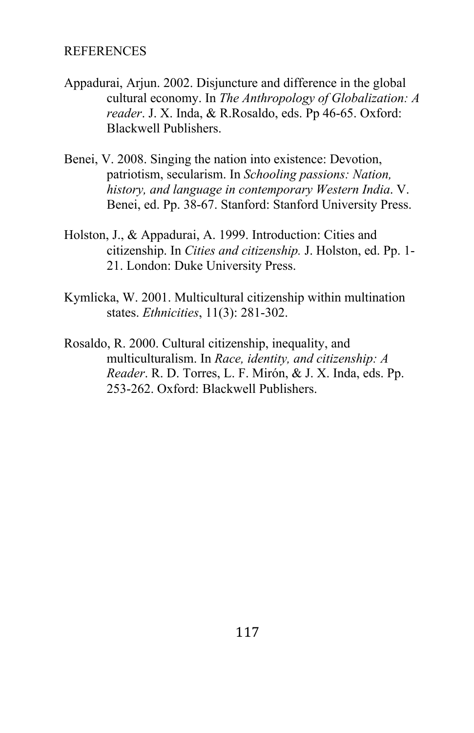## REFERENCES

Appadurai, Arjun. 2002. Disjuncture and difference in the global cultural economy. In *The Anthropology of Globalization: A reader*. J. X. Inda, & R.Rosaldo, eds. Pp 46-65. Oxford: Blackwell Publishers.

Benei, V. 2008. Singing the nation into existence: Devotion, patriotism, secularism. In *Schooling passions: Nation, history, and language in contemporary Western India*. V. Benei, ed. Pp. 38-67. Stanford: Stanford University Press.

Holston, J., & Appadurai, A. 1999. Introduction: Cities and citizenship. In *Cities and citizenship.* J. Holston, ed. Pp. 1-21. London: Duke University Press.

Kymlicka, W. 2001. Multicultural citizenship within multination states. *Ethnicities*, 11(3): 281-302.

Rosaldo, R. 2000. Cultural citizenship, inequality, and multiculturalism. In *Race, identity, and citizenship: A Reader*. R. D. Torres, L. F. Mirón, & J. X. Inda, eds. Pp. 253-262. Oxford: Blackwell Publishers.